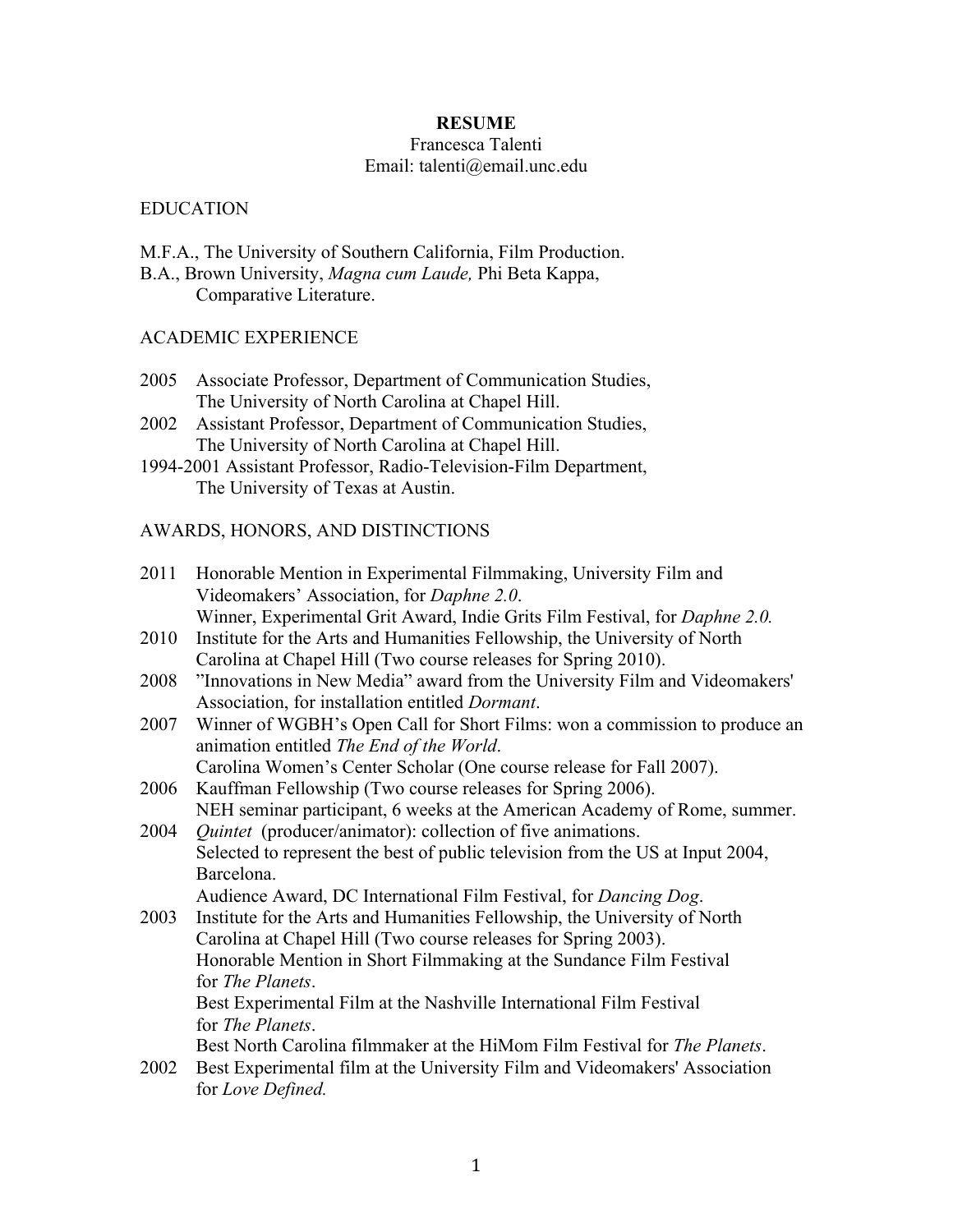# RESUME

Francesca Talenti
Email: talenti@email.unc.edu

## EDUCATION

M.F.A., The University of Southern California, Film Production.
B.A., Brown University, *Magna cum Laude,* Phi Beta Kappa, Comparative Literature.

## ACADEMIC EXPERIENCE

2005 Associate Professor, Department of Communication Studies, The University of North Carolina at Chapel Hill.
2002 Assistant Professor, Department of Communication Studies, The University of North Carolina at Chapel Hill.
1994-2001 Assistant Professor, Radio-Television-Film Department, The University of Texas at Austin.

## AWARDS, HONORS, AND DISTINCTIONS

2011 Honorable Mention in Experimental Filmmaking, University Film and Videomakers' Association, for *Daphne 2.0*.
Winner, Experimental Grit Award, Indie Grits Film Festival, for *Daphne 2.0.*

2010 Institute for the Arts and Humanities Fellowship, the University of North Carolina at Chapel Hill (Two course releases for Spring 2010).

2008 "Innovations in New Media" award from the University Film and Videomakers' Association, for installation entitled *Dormant*.

2007 Winner of WGBH's Open Call for Short Films: won a commission to produce an animation entitled *The End of the World*.
Carolina Women's Center Scholar (One course release for Fall 2007).

2006 Kauffman Fellowship (Two course releases for Spring 2006).
NEH seminar participant, 6 weeks at the American Academy of Rome, summer.

2004 *Quintet* (producer/animator): collection of five animations.
Selected to represent the best of public television from the US at Input 2004, Barcelona.
Audience Award, DC International Film Festival, for *Dancing Dog*.

2003 Institute for the Arts and Humanities Fellowship, the University of North Carolina at Chapel Hill (Two course releases for Spring 2003).
Honorable Mention in Short Filmmaking at the Sundance Film Festival for *The Planets*.
Best Experimental Film at the Nashville International Film Festival for *The Planets*.
Best North Carolina filmmaker at the HiMom Film Festival for *The Planets*.

2002 Best Experimental film at the University Film and Videomakers' Association for *Love Defined.*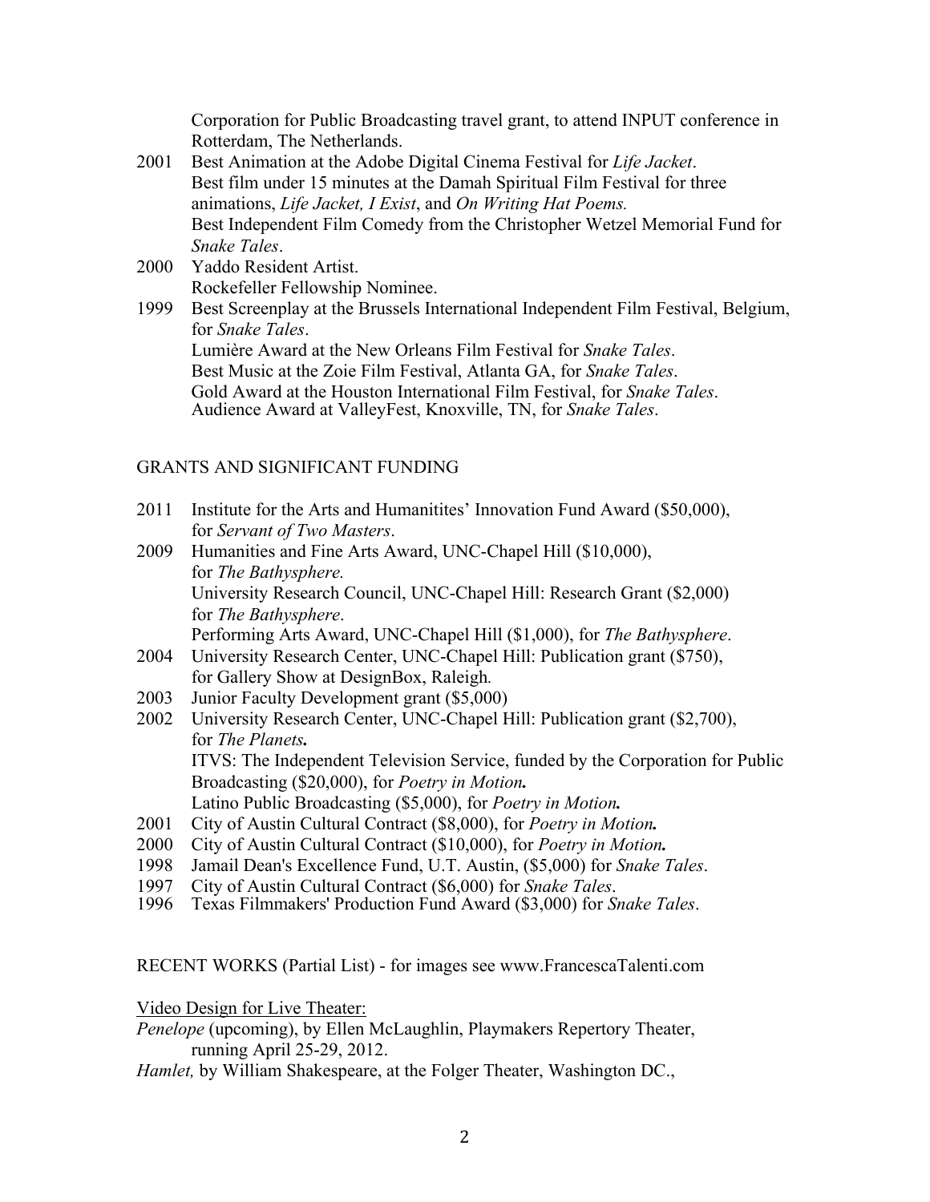Corporation for Public Broadcasting travel grant, to attend INPUT conference in Rotterdam, The Netherlands.

2001 Best Animation at the Adobe Digital Cinema Festival for *Life Jacket*.
Best film under 15 minutes at the Damah Spiritual Film Festival for three animations, *Life Jacket, I Exist*, and *On Writing Hat Poems.*
Best Independent Film Comedy from the Christopher Wetzel Memorial Fund for *Snake Tales*.

2000 Yaddo Resident Artist.
Rockefeller Fellowship Nominee.

1999 Best Screenplay at the Brussels International Independent Film Festival, Belgium, for *Snake Tales*.
Lumière Award at the New Orleans Film Festival for *Snake Tales*.
Best Music at the Zoie Film Festival, Atlanta GA, for *Snake Tales*.
Gold Award at the Houston International Film Festival, for *Snake Tales*.
Audience Award at ValleyFest, Knoxville, TN, for *Snake Tales*.

## GRANTS AND SIGNIFICANT FUNDING

2011 Institute for the Arts and Humanitites' Innovation Fund Award ($50,000), for *Servant of Two Masters*.

2009 Humanities and Fine Arts Award, UNC-Chapel Hill ($10,000), for *The Bathysphere.*
University Research Council, UNC-Chapel Hill: Research Grant ($2,000) for *The Bathysphere*.
Performing Arts Award, UNC-Chapel Hill ($1,000), for *The Bathysphere*.

2004 University Research Center, UNC-Chapel Hill: Publication grant ($750), for Gallery Show at DesignBox, Raleigh.

2003 Junior Faculty Development grant ($5,000)

2002 University Research Center, UNC-Chapel Hill: Publication grant ($2,700), for *The Planets.*
ITVS: The Independent Television Service, funded by the Corporation for Public Broadcasting ($20,000), for *Poetry in Motion.*
Latino Public Broadcasting ($5,000), for *Poetry in Motion.*

2001 City of Austin Cultural Contract ($8,000), for *Poetry in Motion.*

2000 City of Austin Cultural Contract ($10,000), for *Poetry in Motion.*

1998 Jamail Dean's Excellence Fund, U.T. Austin, ($5,000) for *Snake Tales*.

1997 City of Austin Cultural Contract ($6,000) for *Snake Tales*.

1996 Texas Filmmakers' Production Fund Award ($3,000) for *Snake Tales*.

## RECENT WORKS (Partial List) - for images see www.FrancescaTalenti.com

Video Design for Live Theater:

*Penelope* (upcoming), by Ellen McLaughlin, Playmakers Repertory Theater, running April 25-29, 2012.

*Hamlet,* by William Shakespeare, at the Folger Theater, Washington DC.,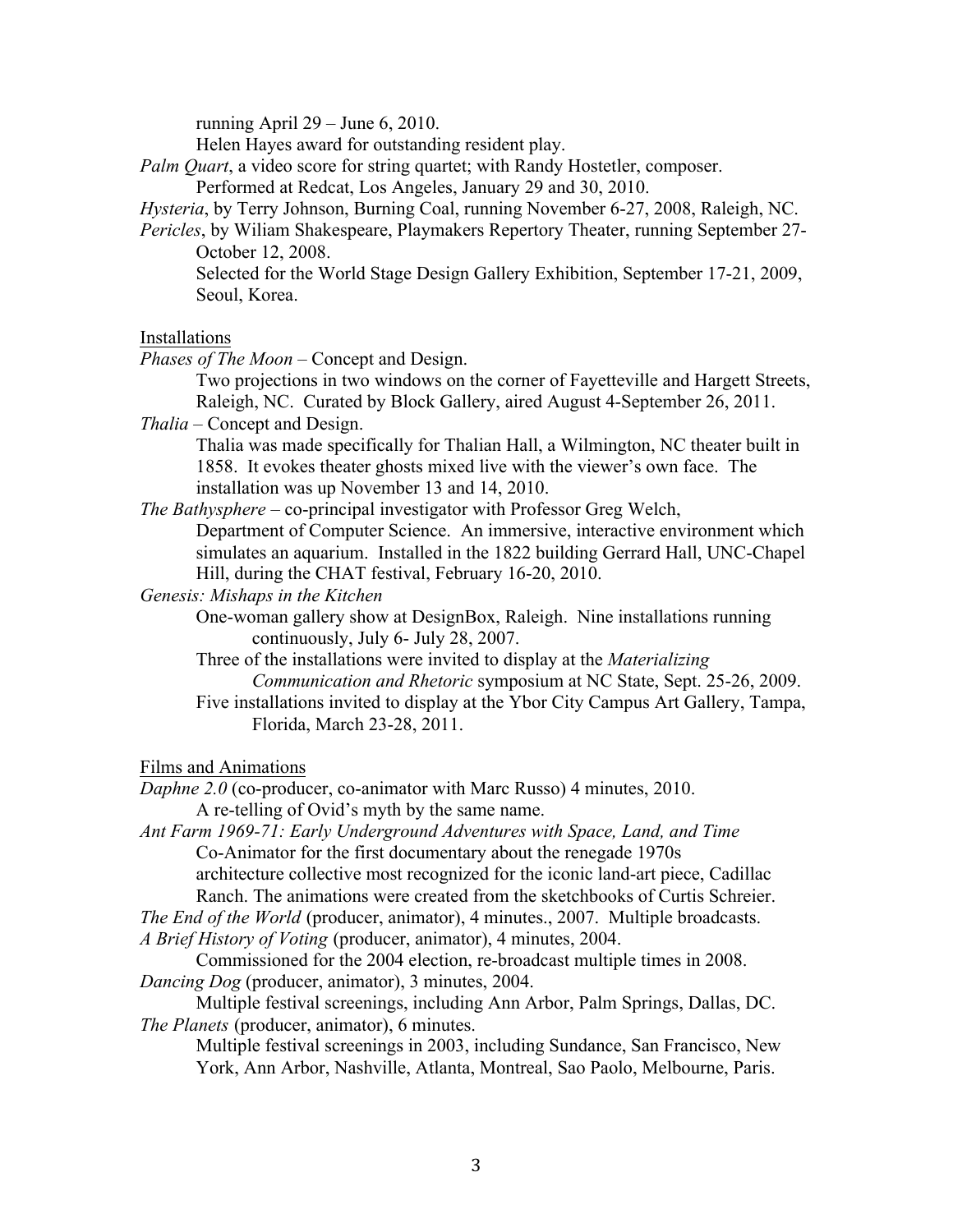running April 29 – June 6, 2010.

Helen Hayes award for outstanding resident play.

*Palm Quart*, a video score for string quartet; with Randy Hostetler, composer.

Performed at Redcat, Los Angeles, January 29 and 30, 2010.

*Hysteria*, by Terry Johnson, Burning Coal, running November 6-27, 2008, Raleigh, NC.

*Pericles*, by Wiliam Shakespeare, Playmakers Repertory Theater, running September 27-October 12, 2008.

Selected for the World Stage Design Gallery Exhibition, September 17-21, 2009, Seoul, Korea.

<u>Installations</u>

*Phases of The Moon* – Concept and Design.

Two projections in two windows on the corner of Fayetteville and Hargett Streets, Raleigh, NC. Curated by Block Gallery, aired August 4-September 26, 2011.

*Thalia* – Concept and Design.

Thalia was made specifically for Thalian Hall, a Wilmington, NC theater built in 1858. It evokes theater ghosts mixed live with the viewer's own face. The installation was up November 13 and 14, 2010.

*The Bathysphere* – co-principal investigator with Professor Greg Welch, Department of Computer Science. An immersive, interactive environment which simulates an aquarium. Installed in the 1822 building Gerrard Hall, UNC-Chapel Hill, during the CHAT festival, February 16-20, 2010.

*Genesis: Mishaps in the Kitchen*

One-woman gallery show at DesignBox, Raleigh. Nine installations running continuously, July 6- July 28, 2007.

Three of the installations were invited to display at the *Materializing Communication and Rhetoric* symposium at NC State, Sept. 25-26, 2009.

Five installations invited to display at the Ybor City Campus Art Gallery, Tampa, Florida, March 23-28, 2011.

<u>Films and Animations</u>

*Daphne 2.0* (co-producer, co-animator with Marc Russo) 4 minutes, 2010.

A re-telling of Ovid's myth by the same name.

*Ant Farm 1969-71: Early Underground Adventures with Space, Land, and Time*

Co-Animator for the first documentary about the renegade 1970s architecture collective most recognized for the iconic land-art piece, Cadillac Ranch. The animations were created from the sketchbooks of Curtis Schreier.

*The End of the World* (producer, animator), 4 minutes., 2007. Multiple broadcasts.

*A Brief History of Voting* (producer, animator), 4 minutes, 2004.

Commissioned for the 2004 election, re-broadcast multiple times in 2008.

*Dancing Dog* (producer, animator), 3 minutes, 2004.

Multiple festival screenings, including Ann Arbor, Palm Springs, Dallas, DC.

*The Planets* (producer, animator), 6 minutes.

Multiple festival screenings in 2003, including Sundance, San Francisco, New York, Ann Arbor, Nashville, Atlanta, Montreal, Sao Paolo, Melbourne, Paris.